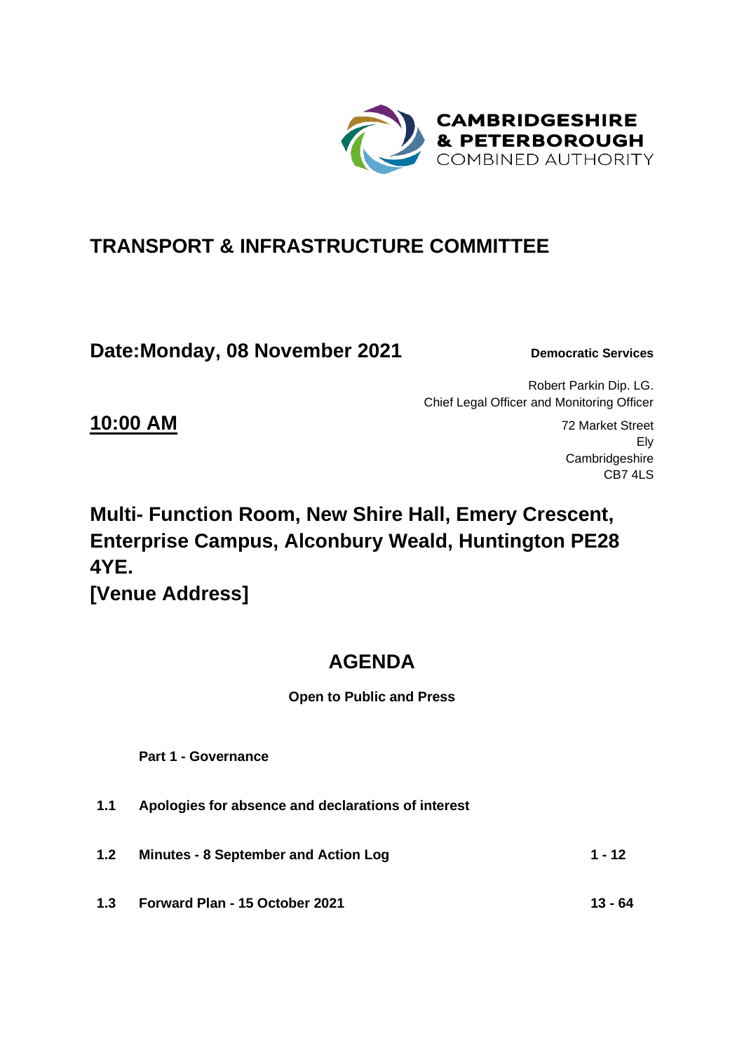CAMBRIDGESHIRE
& PETERBOROUGH
COMBINED AUTHORITY

# TRANSPORT & INFRASTRUCTURE COMMITTEE

## Date:Monday, 08 November 2021

**Democratic Services**

Robert Parkin Dip. LG.
Chief Legal Officer and Monitoring Officer

72 Market Street
Ely
Cambridgeshire
CB7 4LS

## 10:00 AM

## Multi- Function Room, New Shire Hall, Emery Crescent, Enterprise Campus, Alconbury Weald, Huntington PE28 4YE.
## [Venue Address]

# AGENDA

**Open to Public and Press**

**Part 1 - Governance**

| | | |
|---|---|---|
| **1.1** | **Apologies for absence and declarations of interest** | |
| **1.2** | **Minutes - 8 September and Action Log** | **1 - 12** |
| **1.3** | **Forward Plan - 15 October 2021** | **13 - 64** |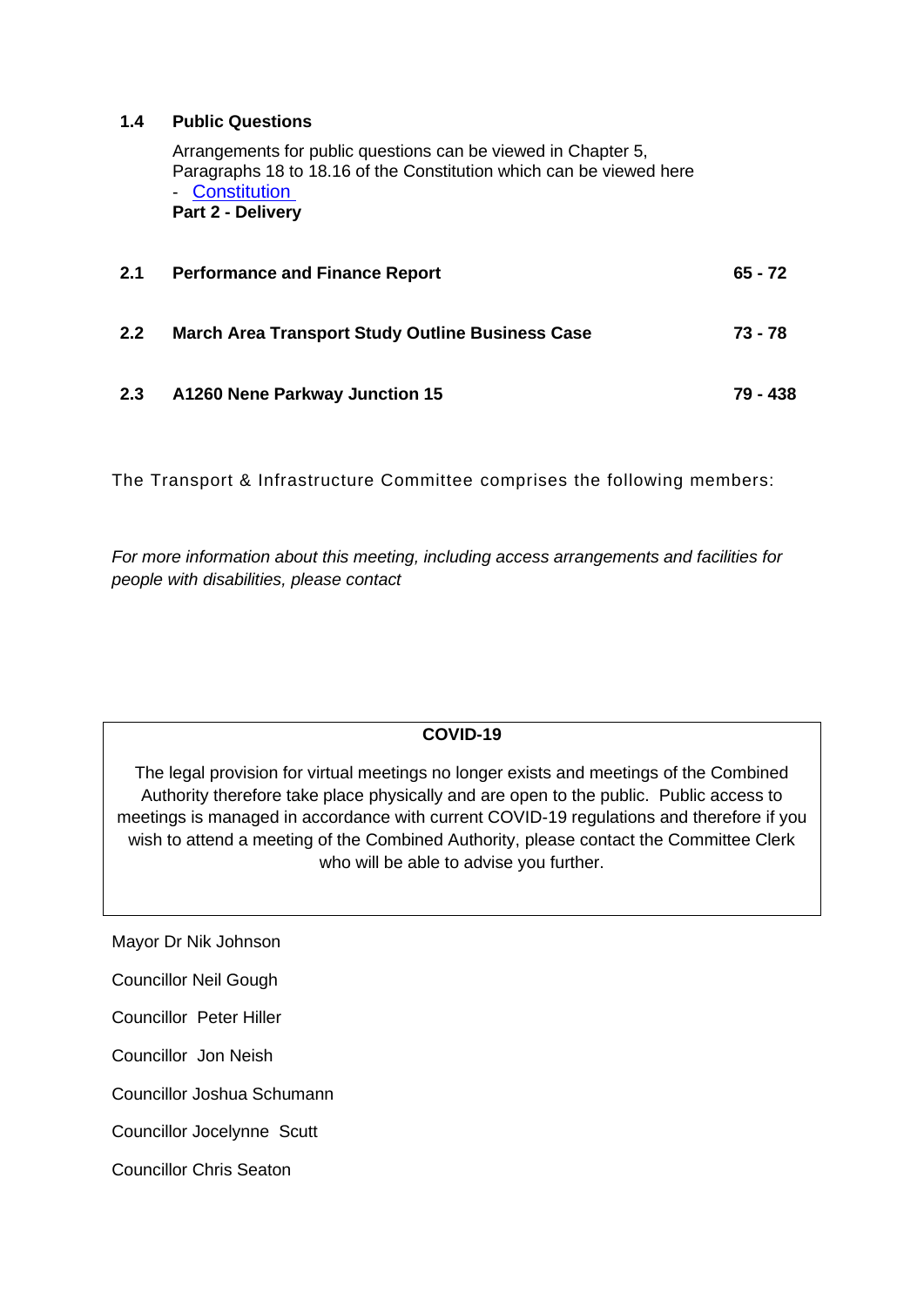**1.4 Public Questions**

Arrangements for public questions can be viewed in Chapter 5, Paragraphs 18 to 18.16 of the Constitution which can be viewed here - Constitution

**Part 2 - Delivery**

| | | |
|---|---|---|
| **2.1** | **Performance and Finance Report** | **65 - 72** |
| **2.2** | **March Area Transport Study Outline Business Case** | **73 - 78** |
| **2.3** | **A1260 Nene Parkway Junction 15** | **79 - 438** |

The Transport & Infrastructure Committee comprises the following members:

*For more information about this meeting, including access arrangements and facilities for people with disabilities, please contact*

**COVID-19**

The legal provision for virtual meetings no longer exists and meetings of the Combined Authority therefore take place physically and are open to the public. Public access to meetings is managed in accordance with current COVID-19 regulations and therefore if you wish to attend a meeting of the Combined Authority, please contact the Committee Clerk who will be able to advise you further.

Mayor Dr Nik Johnson

Councillor Neil Gough

Councillor Peter Hiller

Councillor Jon Neish

Councillor Joshua Schumann

Councillor Jocelynne Scutt

Councillor Chris Seaton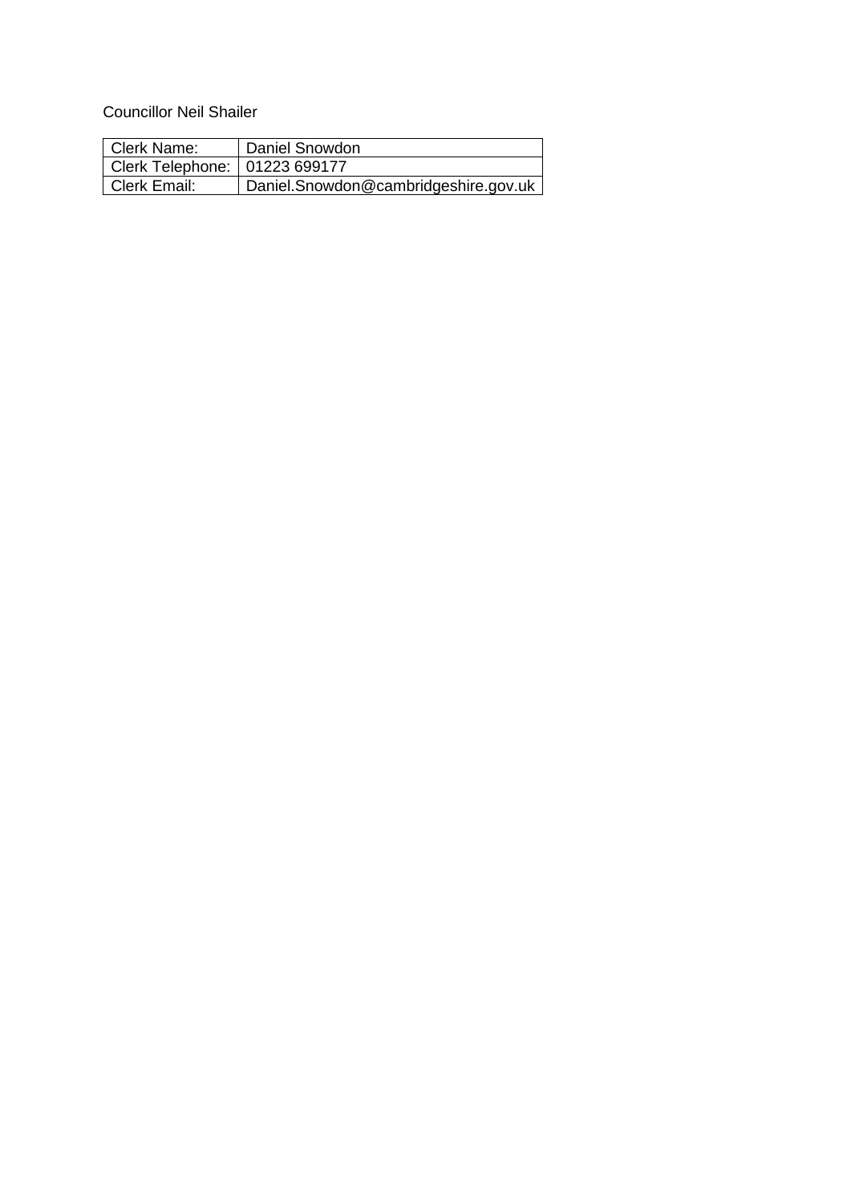Councillor Neil Shailer

| | |
|---|---|
| Clerk Name: | Daniel Snowdon |
| Clerk Telephone: | 01223 699177 |
| Clerk Email: | Daniel.Snowdon@cambridgeshire.gov.uk |